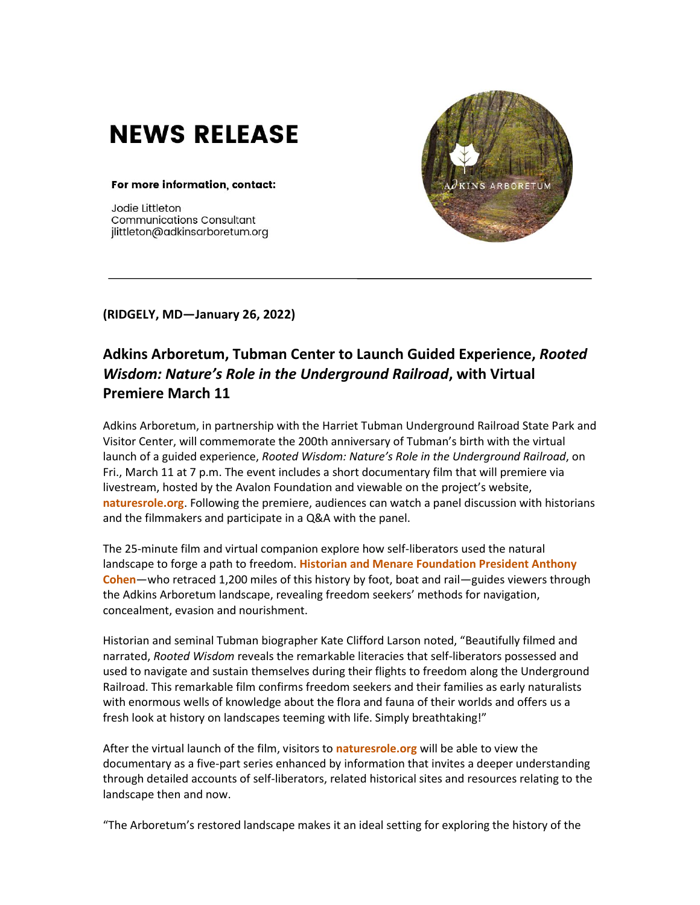# NEWS RELEASE

**For more information, contact:**

Jodie Littleton
Communications Consultant
jlittleton@adkinsarboretum.org

**(RIDGELY, MD—January 26, 2022)**

## Adkins Arboretum, Tubman Center to Launch Guided Experience, *Rooted Wisdom: Nature's Role in the Underground Railroad*, with Virtual Premiere March 11

Adkins Arboretum, in partnership with the Harriet Tubman Underground Railroad State Park and Visitor Center, will commemorate the 200th anniversary of Tubman's birth with the virtual launch of a guided experience, *Rooted Wisdom: Nature's Role in the Underground Railroad*, on Fri., March 11 at 7 p.m. The event includes a short documentary film that will premiere via livestream, hosted by the Avalon Foundation and viewable on the project's website, **naturesrole.org**. Following the premiere, audiences can watch a panel discussion with historians and the filmmakers and participate in a Q&A with the panel.

The 25-minute film and virtual companion explore how self-liberators used the natural landscape to forge a path to freedom. **Historian and Menare Foundation President Anthony Cohen**—who retraced 1,200 miles of this history by foot, boat and rail—guides viewers through the Adkins Arboretum landscape, revealing freedom seekers' methods for navigation, concealment, evasion and nourishment.

Historian and seminal Tubman biographer Kate Clifford Larson noted, "Beautifully filmed and narrated, *Rooted Wisdom* reveals the remarkable literacies that self-liberators possessed and used to navigate and sustain themselves during their flights to freedom along the Underground Railroad. This remarkable film confirms freedom seekers and their families as early naturalists with enormous wells of knowledge about the flora and fauna of their worlds and offers us a fresh look at history on landscapes teeming with life. Simply breathtaking!"

After the virtual launch of the film, visitors to **naturesrole.org** will be able to view the documentary as a five-part series enhanced by information that invites a deeper understanding through detailed accounts of self-liberators, related historical sites and resources relating to the landscape then and now.

"The Arboretum's restored landscape makes it an ideal setting for exploring the history of the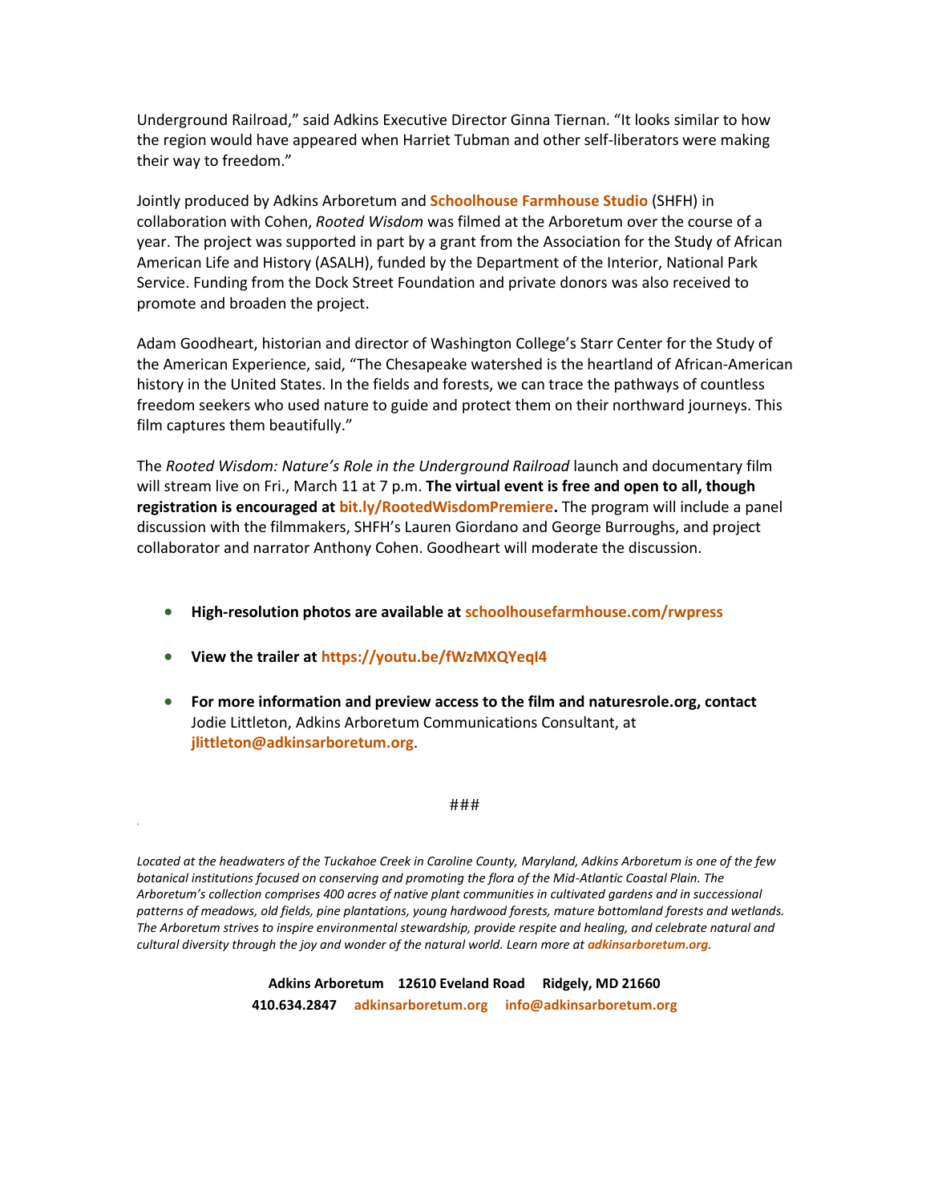Underground Railroad," said Adkins Executive Director Ginna Tiernan. "It looks similar to how the region would have appeared when Harriet Tubman and other self-liberators were making their way to freedom."

Jointly produced by Adkins Arboretum and **Schoolhouse Farmhouse Studio** (SHFH) in collaboration with Cohen, *Rooted Wisdom* was filmed at the Arboretum over the course of a year. The project was supported in part by a grant from the Association for the Study of African American Life and History (ASALH), funded by the Department of the Interior, National Park Service. Funding from the Dock Street Foundation and private donors was also received to promote and broaden the project.

Adam Goodheart, historian and director of Washington College's Starr Center for the Study of the American Experience, said, "The Chesapeake watershed is the heartland of African-American history in the United States. In the fields and forests, we can trace the pathways of countless freedom seekers who used nature to guide and protect them on their northward journeys. This film captures them beautifully."

The *Rooted Wisdom: Nature's Role in the Underground Railroad* launch and documentary film will stream live on Fri., March 11 at 7 p.m. **The virtual event is free and open to all, though registration is encouraged at bit.ly/RootedWisdomPremiere.** The program will include a panel discussion with the filmmakers, SHFH's Lauren Giordano and George Burroughs, and project collaborator and narrator Anthony Cohen. Goodheart will moderate the discussion.

- **High-resolution photos are available at schoolhousefarmhouse.com/rwpress**
- **View the trailer at https://youtu.be/fWzMXQYeqI4**
- **For more information and preview access to the film and naturesrole.org, contact** Jodie Littleton, Adkins Arboretum Communications Consultant, at **jlittleton@adkinsarboretum.org**.

###

*Located at the headwaters of the Tuckahoe Creek in Caroline County, Maryland, Adkins Arboretum is one of the few botanical institutions focused on conserving and promoting the flora of the Mid-Atlantic Coastal Plain. The Arboretum's collection comprises 400 acres of native plant communities in cultivated gardens and in successional patterns of meadows, old fields, pine plantations, young hardwood forests, mature bottomland forests and wetlands. The Arboretum strives to inspire environmental stewardship, provide respite and healing, and celebrate natural and cultural diversity through the joy and wonder of the natural world. Learn more at **adkinsarboretum.org**.*

**Adkins Arboretum 12610 Eveland Road Ridgely, MD 21660**
**410.634.2847 adkinsarboretum.org info@adkinsarboretum.org**